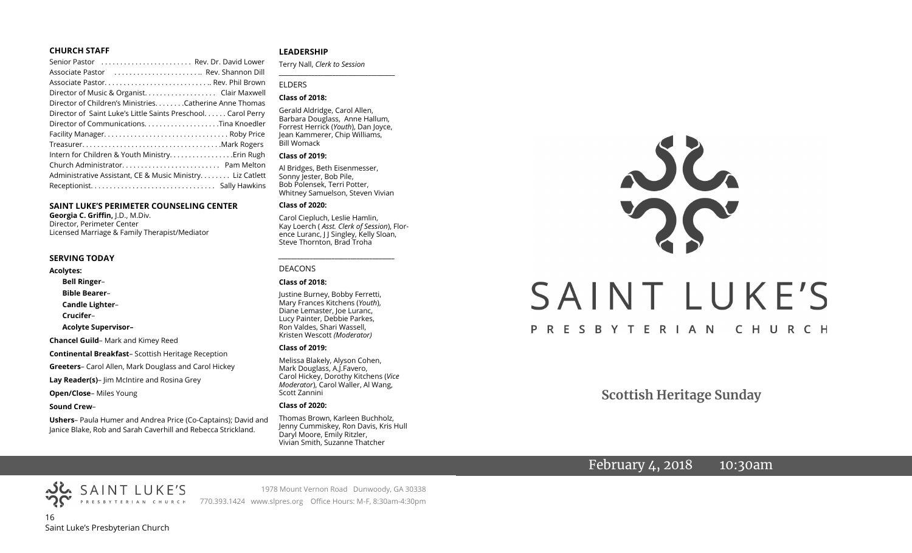**CHURCH STAFF**

Senior Pastor . . . . . . . . . . . . . . . . . . . . . . . . Rev. Dr. David Lower
Associate Pastor . . . . . . . . . . . . . . . . . . . . . . .. Rev. Shannon Dill
Associate Pastor. . . . . . . . . . . . . . . . . . . . . . . . . . .. Rev. Phil Brown
Director of Music & Organist. . . . . . . . . . . . . . . . . . Clair Maxwell
Director of Children's Ministries. . . . . . . .Catherine Anne Thomas
Director of Saint Luke's Little Saints Preschool. . . . . . Carol Perry
Director of Communications. . . . . . . . . . . . . . . . . . . .Tina Knoedler
Facility Manager. . . . . . . . . . . . . . . . . . . . . . . . . . . . . . . . Roby Price
Treasurer. . . . . . . . . . . . . . . . . . . . . . . . . . . . . . . . . . . .Mark Rogers
Intern for Children & Youth Ministry. . . . . . . . . . . . . . . . .Erin Rugh
Church Administrator. . . . . . . . . . . . . . . . . . . . . . . . . Pam Melton
Administrative Assistant, CE & Music Ministry. . . . . . . . Liz Catlett
Receptionist. . . . . . . . . . . . . . . . . . . . . . . . . . . . . . . . Sally Hawkins

**SAINT LUKE'S PERIMETER COUNSELING CENTER**

**Georgia C. Griffin,** J.D., M.Div.
Director, Perimeter Center
Licensed Marriage & Family Therapist/Mediator

**SERVING TODAY**

**Acolytes:**

- **Bell Ringer**–
- **Bible Bearer**–
- **Candle Lighter**–
- **Crucifer**–
- **Acolyte Supervisor–**

**Chancel Guild**– Mark and Kimey Reed

**Continental Breakfast**– Scottish Heritage Reception

**Greeters**– Carol Allen, Mark Douglass and Carol Hickey

**Lay Reader(s)**– Jim McIntire and Rosina Grey

**Open/Close**– Miles Young

**Sound Crew**–

**Ushers**– Paula Humer and Andrea Price (Co-Captains); David and Janice Blake, Rob and Sarah Caverhill and Rebecca Strickland.

**LEADERSHIP**

Terry Nall, *Clerk to Session*

ELDERS

**Class of 2018:**

Gerald Aldridge, Carol Allen, Barbara Douglass, Anne Hallum, Forrest Herrick (*Youth*), Dan Joyce, Jean Kammerer, Chip Williams, Bill Womack

**Class of 2019:**

Al Bridges, Beth Eisenmesser, Sonny Jester, Bob Pile, Bob Polensek, Terri Potter, Whitney Samuelson, Steven Vivian

**Class of 2020:**

Carol Ciepluch, Leslie Hamlin, Kay Loerch ( *Asst. Clerk of Session*), Florence Luranc, J J Singley, Kelly Sloan, Steve Thornton, Brad Troha

DEACONS

**Class of 2018:**

Justine Burney, Bobby Ferretti, Mary Frances Kitchens (*Youth*), Diane Lemaster, Joe Luranc, Lucy Painter, Debbie Parkes, Ron Valdes, Shari Wassell, Kristen Wescott *(Moderator)*

**Class of 2019:**

Melissa Blakely, Alyson Cohen, Mark Douglass, A.J.Favero, Carol Hickey, Dorothy Kitchens (*Vice Moderator*), Carol Waller, Al Wang, Scott Zannini

**Class of 2020:**

Thomas Brown, Karleen Buchholz, Jenny Cummiskey, Ron Davis, Kris Hull, Daryl Moore, Emily Ritzler, Vivian Smith, Suzanne Thatcher

# SAINT LUKE'S

PRESBYTERIAN CHURCH

## Scottish Heritage Sunday

February 4, 2018 10:30am

SAINT LUKE'S PRESBYTERIAN CHURCH

1978 Mount Vernon Road Dunwoody, GA 30338
770.393.1424 www.slpres.org Office Hours: M-F, 8:30am-4:30pm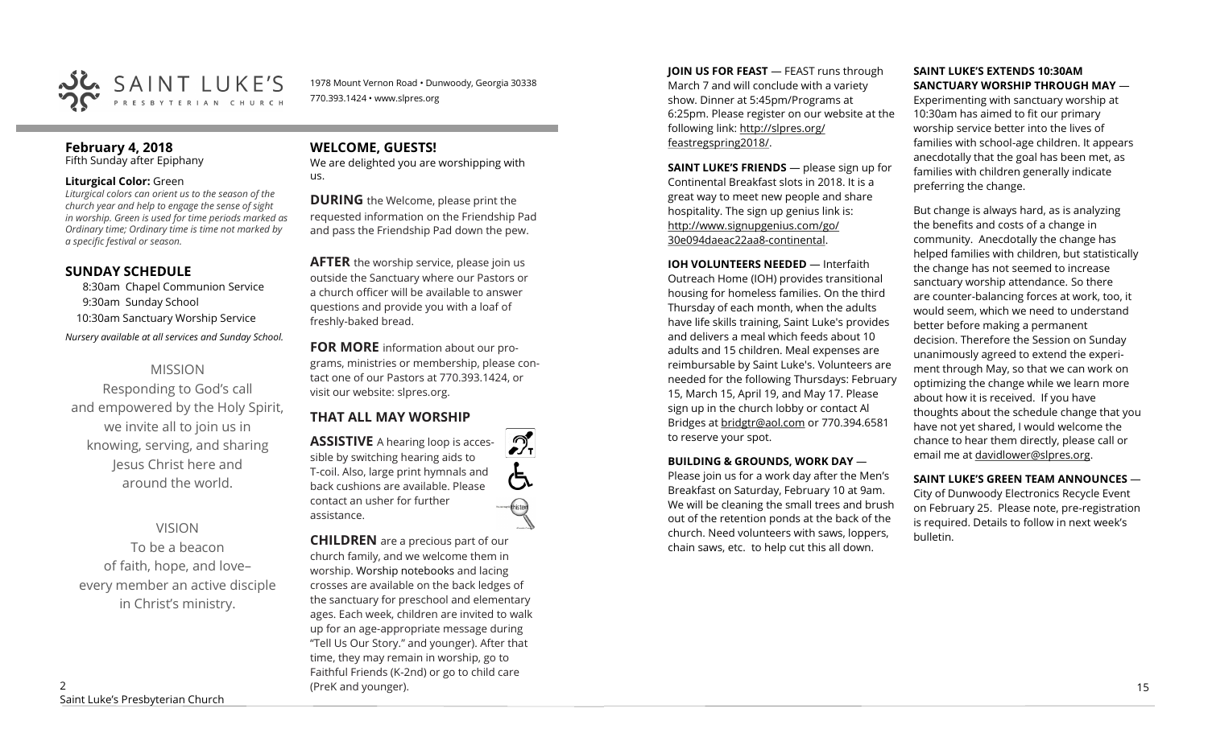SAINT LUKE'S PRESBYTERIAN CHURCH

1978 Mount Vernon Road • Dunwoody, Georgia 30338
770.393.1424 • www.slpres.org

**February 4, 2018**
Fifth Sunday after Epiphany

**Liturgical Color:** Green
*Liturgical colors can orient us to the season of the church year and help to engage the sense of sight in worship. Green is used for time periods marked as Ordinary time; Ordinary time is time not marked by a specific festival or season.*

## SUNDAY SCHEDULE

8:30am Chapel Communion Service
9:30am Sunday School
10:30am Sanctuary Worship Service

*Nursery available at all services and Sunday School.*

MISSION

Responding to God's call
and empowered by the Holy Spirit,
we invite all to join us in
knowing, serving, and sharing
Jesus Christ here and
around the world.

VISION

To be a beacon
of faith, hope, and love–
every member an active disciple
in Christ's ministry.

## WELCOME, GUESTS!

We are delighted you are worshipping with us.

**DURING** the Welcome, please print the requested information on the Friendship Pad and pass the Friendship Pad down the pew.

**AFTER** the worship service, please join us outside the Sanctuary where our Pastors or a church officer will be available to answer questions and provide you with a loaf of freshly-baked bread.

**FOR MORE** information about our programs, ministries or membership, please contact one of our Pastors at 770.393.1424, or visit our website: slpres.org.

## THAT ALL MAY WORSHIP

**ASSISTIVE** A hearing loop is accessible by switching hearing aids to T-coil. Also, large print hymnals and back cushions are available. Please contact an usher for further assistance.

**CHILDREN** are a precious part of our church family, and we welcome them in worship. Worship notebooks and lacing crosses are available on the back ledges of the sanctuary for preschool and elementary ages. Each week, children are invited to walk up for an age-appropriate message during "Tell Us Our Story." and younger). After that time, they may remain in worship, go to Faithful Friends (K-2nd) or go to child care (PreK and younger).

**JOIN US FOR FEAST** — FEAST runs through March 7 and will conclude with a variety show. Dinner at 5:45pm/Programs at 6:25pm. Please register on our website at the following link: http://slpres.org/feastregspring2018/.

**SAINT LUKE'S FRIENDS** — please sign up for Continental Breakfast slots in 2018. It is a great way to meet new people and share hospitality. The sign up genius link is: http://www.signupgenius.com/go/30e094daeac22aa8-continental.

**IOH VOLUNTEERS NEEDED** — Interfaith Outreach Home (IOH) provides transitional housing for homeless families. On the third Thursday of each month, when the adults have life skills training, Saint Luke's provides and delivers a meal which feeds about 10 adults and 15 children. Meal expenses are reimbursable by Saint Luke's. Volunteers are needed for the following Thursdays: February 15, March 15, April 19, and May 17. Please sign up in the church lobby or contact Al Bridges at bridgtr@aol.com or 770.394.6581 to reserve your spot.

**BUILDING & GROUNDS, WORK DAY** — Please join us for a work day after the Men's Breakfast on Saturday, February 10 at 9am. We will be cleaning the small trees and brush out of the retention ponds at the back of the church. Need volunteers with saws, loppers, chain saws, etc. to help cut this all down.

**SAINT LUKE'S EXTENDS 10:30AM SANCTUARY WORSHIP THROUGH MAY** — Experimenting with sanctuary worship at 10:30am has aimed to fit our primary worship service better into the lives of families with school-age children. It appears anecdotally that the goal has been met, as families with children generally indicate preferring the change.

But change is always hard, as is analyzing the benefits and costs of a change in community. Anecdotally the change has helped families with children, but statistically the change has not seemed to increase sanctuary worship attendance. So there are counter-balancing forces at work, too, it would seem, which we need to understand better before making a permanent decision. Therefore the Session on Sunday unanimously agreed to extend the experiment through May, so that we can work on optimizing the change while we learn more about how it is received. If you have thoughts about the schedule change that you have not yet shared, I would welcome the chance to hear them directly, please call or email me at davidlower@slpres.org.

**SAINT LUKE'S GREEN TEAM ANNOUNCES** — City of Dunwoody Electronics Recycle Event on February 25. Please note, pre-registration is required. Details to follow in next week's bulletin.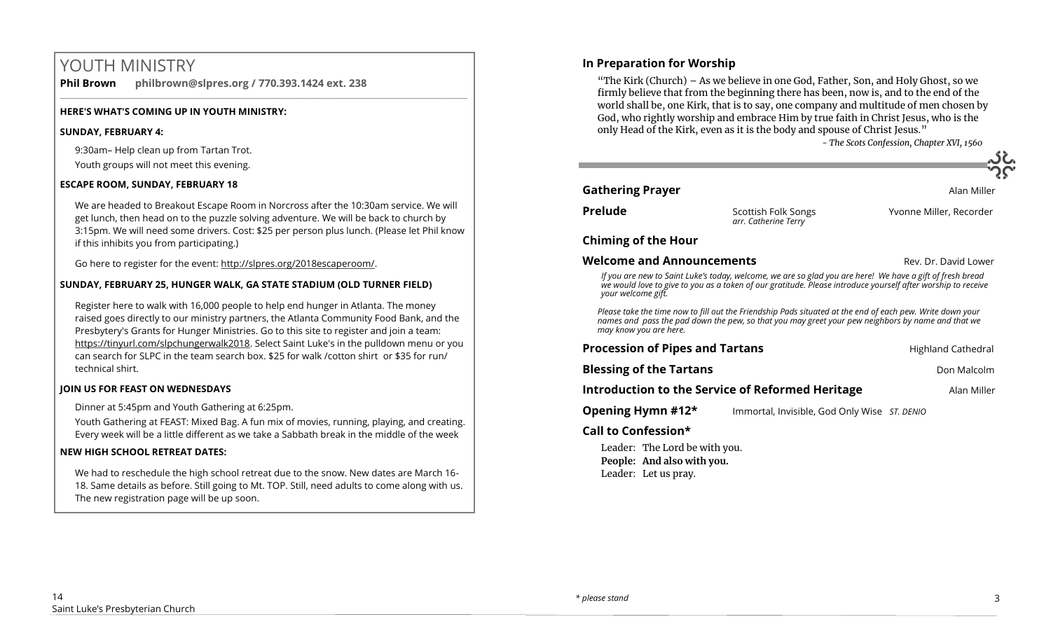# YOUTH MINISTRY

**Phil Brown** **philbrown@slpres.org / 770.393.1424 ext. 238**

**HERE'S WHAT'S COMING UP IN YOUTH MINISTRY:**

**SUNDAY, FEBRUARY 4:**

9:30am– Help clean up from Tartan Trot.

Youth groups will not meet this evening.

**ESCAPE ROOM, SUNDAY, FEBRUARY 18**

We are headed to Breakout Escape Room in Norcross after the 10:30am service. We will get lunch, then head on to the puzzle solving adventure. We will be back to church by 3:15pm. We will need some drivers. Cost: $25 per person plus lunch. (Please let Phil know if this inhibits you from participating.)

Go here to register for the event: http://slpres.org/2018escaperoom/.

**SUNDAY, FEBRUARY 25, HUNGER WALK, GA STATE STADIUM (OLD TURNER FIELD)**

Register here to walk with 16,000 people to help end hunger in Atlanta. The money raised goes directly to our ministry partners, the Atlanta Community Food Bank, and the Presbytery's Grants for Hunger Ministries. Go to this site to register and join a team: https://tinyurl.com/slpchungerwalk2018. Select Saint Luke's in the pulldown menu or you can search for SLPC in the team search box. $25 for walk /cotton shirt or $35 for run/ technical shirt.

**JOIN US FOR FEAST ON WEDNESDAYS**

Dinner at 5:45pm and Youth Gathering at 6:25pm.

Youth Gathering at FEAST: Mixed Bag. A fun mix of movies, running, playing, and creating. Every week will be a little different as we take a Sabbath break in the middle of the week

**NEW HIGH SCHOOL RETREAT DATES:**

We had to reschedule the high school retreat due to the snow. New dates are March 16-18. Same details as before. Still going to Mt. TOP. Still, need adults to come along with us. The new registration page will be up soon.

## In Preparation for Worship

"The Kirk (Church) – As we believe in one God, Father, Son, and Holy Ghost, so we firmly believe that from the beginning there has been, now is, and to the end of the world shall be, one Kirk, that is to say, one company and multitude of men chosen by God, who rightly worship and embrace Him by true faith in Christ Jesus, who is the only Head of the Kirk, even as it is the body and spouse of Christ Jesus."

*- The Scots Confession, Chapter XVI, 1560*

**Gathering Prayer** — Alan Miller

**Prelude** — Scottish Folk Songs *arr. Catherine Terry* — Yvonne Miller, Recorder

**Chiming of the Hour**

**Welcome and Announcements** — Rev. Dr. David Lower

*If you are new to Saint Luke's today, welcome, we are so glad you are here! We have a gift of fresh bread we would love to give to you as a token of our gratitude. Please introduce yourself after worship to receive your welcome gift.*

*Please take the time now to fill out the Friendship Pads situated at the end of each pew. Write down your names and pass the pad down the pew, so that you may greet your pew neighbors by name and that we may know you are here.*

**Procession of Pipes and Tartans** — Highland Cathedral

**Blessing of the Tartans** — Don Malcolm

**Introduction to the Service of Reformed Heritage** — Alan Miller

**Opening Hymn #12*** — Immortal, Invisible, God Only Wise *ST. DENIO*

**Call to Confession***

Leader: The Lord be with you.
**People: And also with you.**
Leader: Let us pray.

*\* please stand*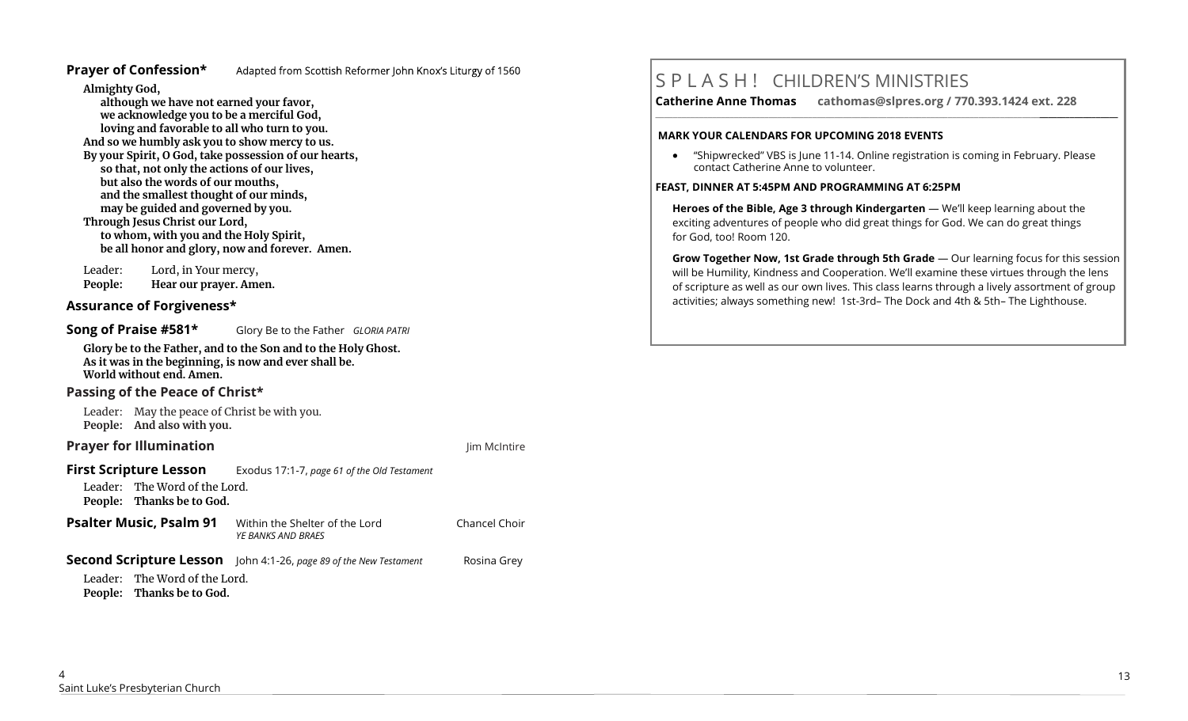## Prayer of Confession*

Adapted from Scottish Reformer John Knox's Liturgy of 1560

**Almighty God,**
**although we have not earned your favor,**
**we acknowledge you to be a merciful God,**
**loving and favorable to all who turn to you.**
**And so we humbly ask you to show mercy to us.**
**By your Spirit, O God, take possession of our hearts,**
**so that, not only the actions of our lives,**
**but also the words of our mouths,**
**and the smallest thought of our minds,**
**may be guided and governed by you.**
**Through Jesus Christ our Lord,**
**to whom, with you and the Holy Spirit,**
**be all honor and glory, now and forever. Amen.**

Leader: Lord, in Your mercy,
**People: Hear our prayer. Amen.**

## Assurance of Forgiveness*

## Song of Praise #581*

Glory Be to the Father *GLORIA PATRI*

**Glory be to the Father, and to the Son and to the Holy Ghost.**
**As it was in the beginning, is now and ever shall be.**
**World without end. Amen.**

## Passing of the Peace of Christ*

Leader: May the peace of Christ be with you.
**People: And also with you.**

## Prayer for Illumination

Jim McIntire

## First Scripture Lesson

Exodus 17:1-7, *page 61 of the Old Testament*

Leader: The Word of the Lord.
**People: Thanks be to God.**

## Psalter Music, Psalm 91

Within the Shelter of the Lord — Chancel Choir
*YE BANKS AND BRAES*

## Second Scripture Lesson

John 4:1-26, *page 89 of the New Testament* — Rosina Grey

Leader: The Word of the Lord.
**People: Thanks be to God.**

# S P L A S H ! CHILDREN'S MINISTRIES

**Catherine Anne Thomas** **cathomas@slpres.org / 770.393.1424 ext. 228**

**MARK YOUR CALENDARS FOR UPCOMING 2018 EVENTS**

- "Shipwrecked" VBS is June 11-14. Online registration is coming in February. Please contact Catherine Anne to volunteer.

**FEAST, DINNER AT 5:45PM AND PROGRAMMING AT 6:25PM**

**Heroes of the Bible, Age 3 through Kindergarten** — We'll keep learning about the exciting adventures of people who did great things for God. We can do great things for God, too! Room 120.

**Grow Together Now, 1st Grade through 5th Grade** — Our learning focus for this session will be Humility, Kindness and Cooperation. We'll examine these virtues through the lens of scripture as well as our own lives. This class learns through a lively assortment of group activities; always something new! 1st-3rd– The Dock and 4th & 5th– The Lighthouse.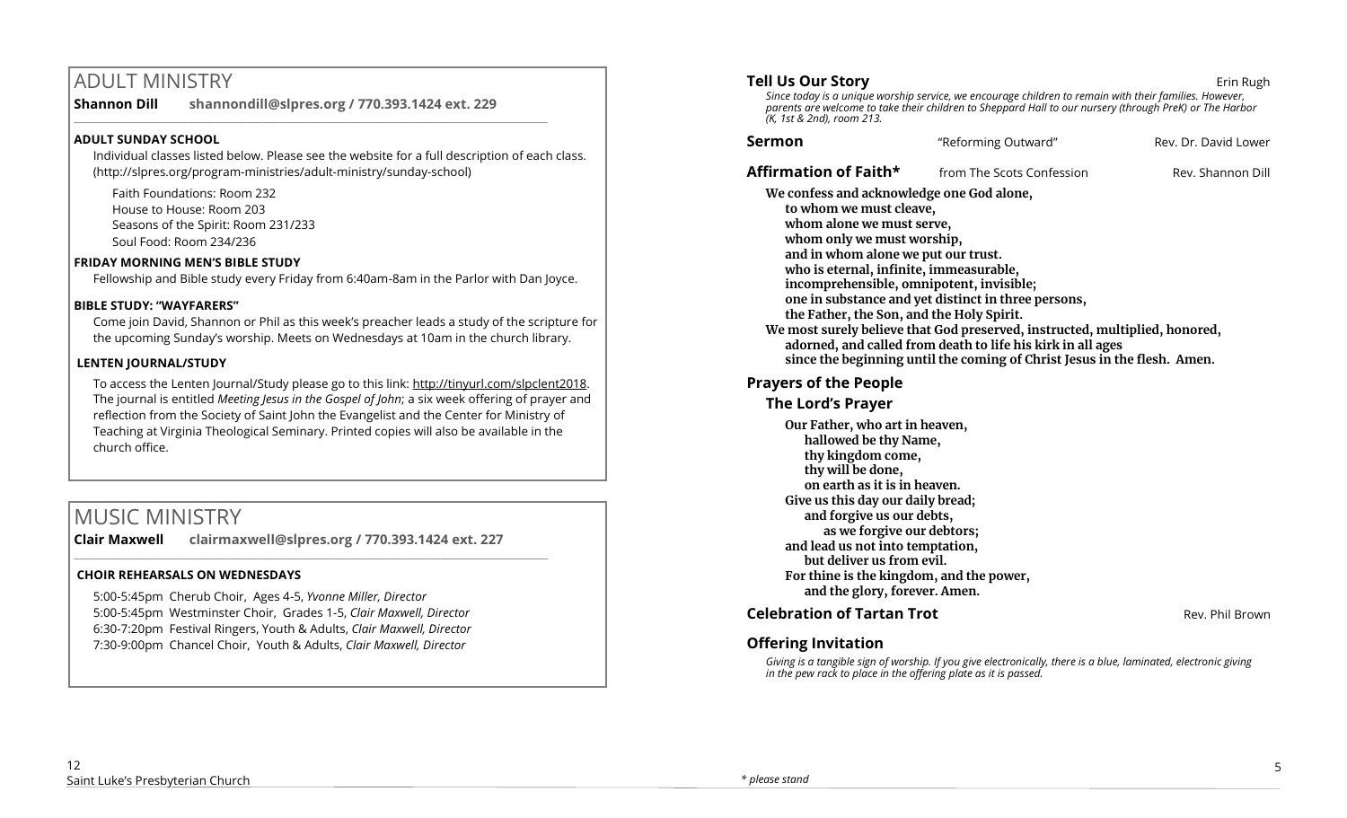# ADULT MINISTRY

**Shannon Dill** **shannondill@slpres.org / 770.393.1424 ext. 229**

### ADULT SUNDAY SCHOOL

Individual classes listed below. Please see the website for a full description of each class. (http://slpres.org/program-ministries/adult-ministry/sunday-school)

Faith Foundations: Room 232
House to House: Room 203
Seasons of the Spirit: Room 231/233
Soul Food: Room 234/236

### FRIDAY MORNING MEN'S BIBLE STUDY

Fellowship and Bible study every Friday from 6:40am-8am in the Parlor with Dan Joyce.

### BIBLE STUDY: "WAYFARERS"

Come join David, Shannon or Phil as this week's preacher leads a study of the scripture for the upcoming Sunday's worship. Meets on Wednesdays at 10am in the church library.

### LENTEN JOURNAL/STUDY

To access the Lenten Journal/Study please go to this link: http://tinyurl.com/slplcent2018. The journal is entitled *Meeting Jesus in the Gospel of John;* a six week offering of prayer and reflection from the Society of Saint John the Evangelist and the Center for Ministry of Teaching at Virginia Theological Seminary. Printed copies will also be available in the church office.

# MUSIC MINISTRY

**Clair Maxwell** **clairmaxwell@slpres.org / 770.393.1424 ext. 227**

### CHOIR REHEARSALS ON WEDNESDAYS

5:00-5:45pm Cherub Choir, Ages 4-5, *Yvonne Miller, Director*
5:00-5:45pm Westminster Choir, Grades 1-5, *Clair Maxwell, Director*
6:30-7:20pm Festival Ringers, Youth & Adults, *Clair Maxwell, Director*
7:30-9:00pm Chancel Choir, Youth & Adults, *Clair Maxwell, Director*

**Tell Us Our Story** Erin Rugh

*Since today is a unique worship service, we encourage children to remain with their families. However, parents are welcome to take their children to Sheppard Hall to our nursery (through PreK) or The Harbor (K, 1st & 2nd), room 213.*

**Sermon** "Reforming Outward" Rev. Dr. David Lower

**Affirmation of Faith*** from The Scots Confession Rev. Shannon Dill

**We confess and acknowledge one God alone,**
**to whom we must cleave,**
**whom alone we must serve,**
**whom only we must worship,**
**and in whom alone we put our trust.**
**who is eternal, infinite, immeasurable,**
**incomprehensible, omnipotent, invisible;**
**one in substance and yet distinct in three persons,**
**the Father, the Son, and the Holy Spirit.**
**We most surely believe that God preserved, instructed, multiplied, honored,**
**adorned, and called from death to life his kirk in all ages**
**since the beginning until the coming of Christ Jesus in the flesh. Amen.**

**Prayers of the People**

**The Lord's Prayer**

**Our Father, who art in heaven,**
**hallowed be thy Name,**
**thy kingdom come,**
**thy will be done,**
**on earth as it is in heaven.**
**Give us this day our daily bread;**
**and forgive us our debts,**
**as we forgive our debtors;**
**and lead us not into temptation,**
**but deliver us from evil.**
**For thine is the kingdom, and the power,**
**and the glory, forever. Amen.**

**Celebration of Tartan Trot** Rev. Phil Brown

**Offering Invitation**

*Giving is a tangible sign of worship. If you give electronically, there is a blue, laminated, electronic giving in the pew rack to place in the offering plate as it is passed.*

*\* please stand*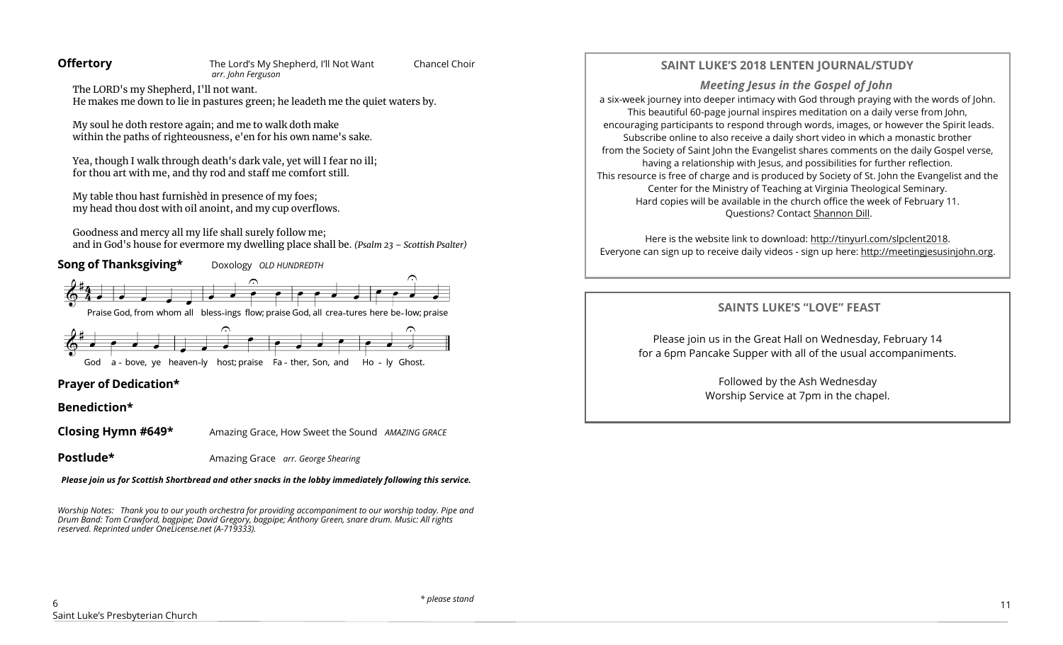**Offertory** The Lord's My Shepherd, I'll Not Want *arr. John Ferguson* Chancel Choir

The LORD's my Shepherd, I'll not want.
He makes me down to lie in pastures green; he leadeth me the quiet waters by.

My soul he doth restore again; and me to walk doth make
within the paths of righteousness, e'en for his own name's sake.

Yea, though I walk through death's dark vale, yet will I fear no ill;
for thou art with me, and thy rod and staff me comfort still.

My table thou hast furnishèd in presence of my foes;
my head thou dost with oil anoint, and my cup overflows.

Goodness and mercy all my life shall surely follow me;
and in God's house for evermore my dwelling place shall be. *(Psalm 23 – Scottish Psalter)*

**Song of Thanksgiving*** Doxology *OLD HUNDREDTH*

Praise God, from whom all bless-ings flow; praise God, all crea-tures here be-low; praise God a - bove, ye heaven-ly host; praise Fa - ther, Son, and Ho - ly Ghost.

**Prayer of Dedication***

**Benediction***

**Closing Hymn #649*** Amazing Grace, How Sweet the Sound *AMAZING GRACE*

**Postlude*** Amazing Grace *arr. George Shearing*

***Please join us for Scottish Shortbread and other snacks in the lobby immediately following this service.***

*Worship Notes: Thank you to our youth orchestra for providing accompaniment to our worship today. Pipe and Drum Band: Tom Crawford, bagpipe; David Gregory, bagpipe; Anthony Green, snare drum. Music: All rights reserved. Reprinted under OneLicense.net (A-719333).*

*\* please stand*

Saint Luke's Presbyterian Church

## SAINT LUKE'S 2018 LENTEN JOURNAL/STUDY

### *Meeting Jesus in the Gospel of John*

a six-week journey into deeper intimacy with God through praying with the words of John. This beautiful 60-page journal inspires meditation on a daily verse from John, encouraging participants to respond through words, images, or however the Spirit leads. Subscribe online to also receive a daily short video in which a monastic brother from the Society of Saint John the Evangelist shares comments on the daily Gospel verse, having a relationship with Jesus, and possibilities for further reflection. This resource is free of charge and is produced by Society of St. John the Evangelist and the Center for the Ministry of Teaching at Virginia Theological Seminary. Hard copies will be available in the church office the week of February 11. Questions? Contact Shannon Dill.

Here is the website link to download: http://tinyurl.com/slpclent2018.
Everyone can sign up to receive daily videos - sign up here: http://meetingjesusinjohn.org.

## SAINTS LUKE'S "LOVE" FEAST

Please join us in the Great Hall on Wednesday, February 14
for a 6pm Pancake Supper with all of the usual accompaniments.

Followed by the Ash Wednesday
Worship Service at 7pm in the chapel.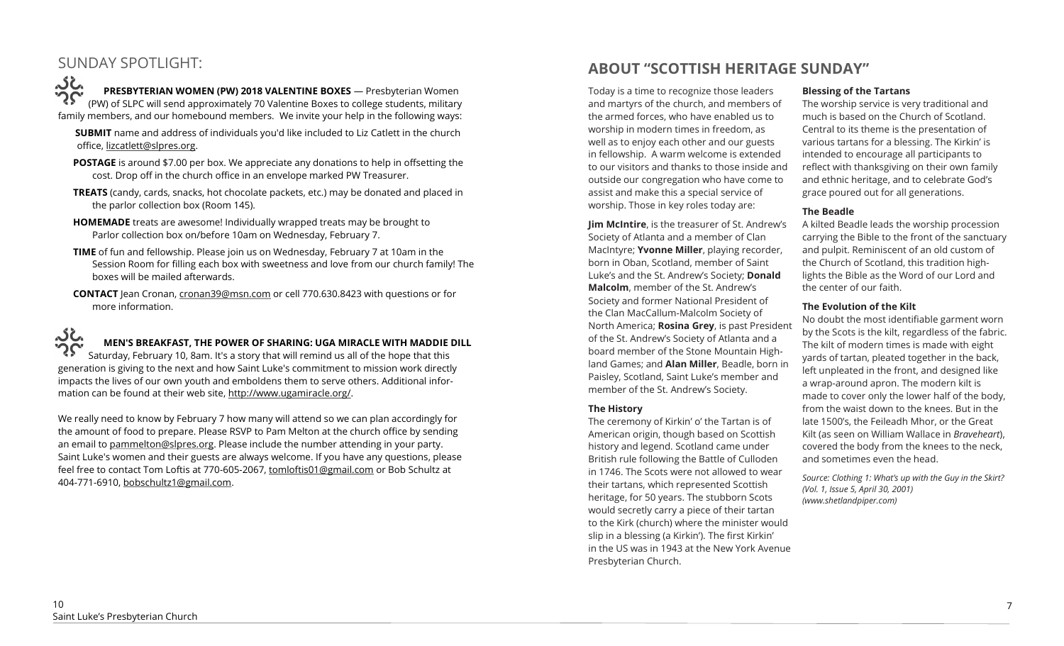## SUNDAY SPOTLIGHT:

**PRESBYTERIAN WOMEN (PW) 2018 VALENTINE BOXES** — Presbyterian Women (PW) of SLPC will send approximately 70 Valentine Boxes to college students, military family members, and our homebound members. We invite your help in the following ways:

**SUBMIT** name and address of individuals you'd like included to Liz Catlett in the church office, lizcatlett@slpres.org.

**POSTAGE** is around $7.00 per box. We appreciate any donations to help in offsetting the cost. Drop off in the church office in an envelope marked PW Treasurer.

**TREATS** (candy, cards, snacks, hot chocolate packets, etc.) may be donated and placed in the parlor collection box (Room 145).

**HOMEMADE** treats are awesome! Individually wrapped treats may be brought to Parlor collection box on/before 10am on Wednesday, February 7.

**TIME** of fun and fellowship. Please join us on Wednesday, February 7 at 10am in the Session Room for filling each box with sweetness and love from our church family! The boxes will be mailed afterwards.

**CONTACT** Jean Cronan, cronan39@msn.com or cell 770.630.8423 with questions or for more information.

**MEN'S BREAKFAST, THE POWER OF SHARING: UGA MIRACLE WITH MADDIE DILL** Saturday, February 10, 8am. It's a story that will remind us all of the hope that this generation is giving to the next and how Saint Luke's commitment to mission work directly impacts the lives of our own youth and emboldens them to serve others. Additional information can be found at their web site, http://www.ugamiracle.org/.

We really need to know by February 7 how many will attend so we can plan accordingly for the amount of food to prepare. Please RSVP to Pam Melton at the church office by sending an email to pammelton@slpres.org. Please include the number attending in your party. Saint Luke's women and their guests are always welcome. If you have any questions, please feel free to contact Tom Loftis at 770-605-2067, tomloftis01@gmail.com or Bob Schultz at 404-771-6910, bobschultz1@gmail.com.

## ABOUT "SCOTTISH HERITAGE SUNDAY"

Today is a time to recognize those leaders and martyrs of the church, and members of the armed forces, who have enabled us to worship in modern times in freedom, as well as to enjoy each other and our guests in fellowship. A warm welcome is extended to our visitors and thanks to those inside and outside our congregation who have come to assist and make this a special service of worship. Those in key roles today are:

**Jim McIntire**, is the treasurer of St. Andrew's Society of Atlanta and a member of Clan MacIntyre; **Yvonne Miller**, playing recorder, born in Oban, Scotland, member of Saint Luke's and the St. Andrew's Society; **Donald Malcolm**, member of the St. Andrew's Society and former National President of the Clan MacCallum-Malcolm Society of North America; **Rosina Grey**, is past President of the St. Andrew's Society of Atlanta and a board member of the Stone Mountain Highland Games; and **Alan Miller**, Beadle, born in Paisley, Scotland, Saint Luke's member and member of the St. Andrew's Society.

### The History

The ceremony of Kirkin' o' the Tartan is of American origin, though based on Scottish history and legend. Scotland came under British rule following the Battle of Culloden in 1746. The Scots were not allowed to wear their tartans, which represented Scottish heritage, for 50 years. The stubborn Scots would secretly carry a piece of their tartan to the Kirk (church) where the minister would slip in a blessing (a Kirkin'). The first Kirkin' in the US was in 1943 at the New York Avenue Presbyterian Church.

### Blessing of the Tartans

The worship service is very traditional and much is based on the Church of Scotland. Central to its theme is the presentation of various tartans for a blessing. The Kirkin' is intended to encourage all participants to reflect with thanksgiving on their own family and ethnic heritage, and to celebrate God's grace poured out for all generations.

### The Beadle

A kilted Beadle leads the worship procession carrying the Bible to the front of the sanctuary and pulpit. Reminiscent of an old custom of the Church of Scotland, this tradition highlights the Bible as the Word of our Lord and the center of our faith.

### The Evolution of the Kilt

No doubt the most identifiable garment worn by the Scots is the kilt, regardless of the fabric. The kilt of modern times is made with eight yards of tartan, pleated together in the back, left unpleated in the front, and designed like a wrap-around apron. The modern kilt is made to cover only the lower half of the body, from the waist down to the knees. But in the late 1500's, the Feileadh Mhor, or the Great Kilt (as seen on William Wallace in *Braveheart*), covered the body from the knees to the neck, and sometimes even the head.

*Source: Clothing 1: What's up with the Guy in the Skirt? (Vol. 1, Issue 5, April 30, 2001) (www.shetlandpiper.com)*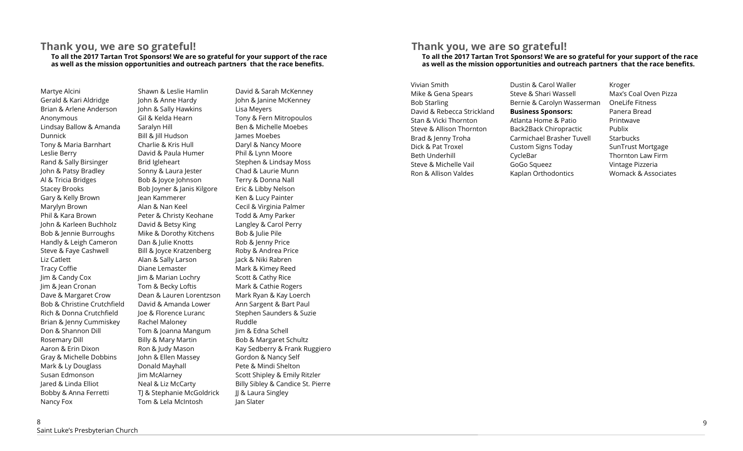## Thank you, we are so grateful!

**To all the 2017 Tartan Trot Sponsors! We are so grateful for your support of the race as well as the mission opportunities and outreach partners that the race benefits.**

Martye Alcini
Gerald & Kari Aldridge
Brian & Arlene Anderson
Anonymous
Lindsay Ballow & Amanda Dunnick
Tony & Maria Barnhart
Leslie Berry
Rand & Sally Birsinger
John & Patsy Bradley
Al & Tricia Bridges
Stacey Brooks
Gary & Kelly Brown
Marylyn Brown
Phil & Kara Brown
John & Karleen Buchholz
Bob & Jennie Burroughs
Handly & Leigh Cameron
Steve & Faye Cashwell
Liz Catlett
Tracy Coffie
Jim & Candy Cox
Jim & Jean Cronan
Dave & Margaret Crow
Bob & Christine Crutchfield
Rich & Donna Crutchfield
Brian & Jenny Cummiskey
Don & Shannon Dill
Rosemary Dill
Aaron & Erin Dixon
Gray & Michelle Dobbins
Mark & Ly Douglass
Susan Edmonson
Jared & Linda Elliot
Bobby & Anna Ferretti
Nancy Fox
Shawn & Leslie Hamlin
John & Anne Hardy
John & Sally Hawkins
Gil & Kelda Hearn
Saralyn Hill
Bill & Jill Hudson
Charlie & Kris Hull
David & Paula Humer
Brid Igleheart
Sonny & Laura Jester
Bob & Joyce Johnson
Bob Joyner & Janis Kilgore
Jean Kammerer
Alan & Nan Keel
Peter & Christy Keohane
David & Betsy King
Mike & Dorothy Kitchens
Dan & Julie Knotts
Bill & Joyce Kratzenberg
Alan & Sally Larson
Diane Lemaster
Jim & Marian Lochry
Tom & Becky Loftis
Dean & Lauren Lorentzson
David & Amanda Lower
Joe & Florence Luranc
Rachel Maloney
Tom & Joanna Mangum
Billy & Mary Martin
Ron & Judy Mason
John & Ellen Massey
Donald Mayhall
Jim McAlarney
Neal & Liz McCarty
TJ & Stephanie McGoldrick
Tom & Lela McIntosh
David & Sarah McKenney
John & Janine McKenney
Lisa Meyers
Tony & Fern Mitropoulos
Ben & Michelle Moebes
James Moebes
Daryl & Nancy Moore
Phil & Lynn Moore
Stephen & Lindsay Moss
Chad & Laurie Munn
Terry & Donna Nall
Eric & Libby Nelson
Ken & Lucy Painter
Cecil & Virginia Palmer
Todd & Amy Parker
Langley & Carol Perry
Bob & Julie Pile
Rob & Jenny Price
Roby & Andrea Price
Jack & Niki Rabren
Mark & Kimey Reed
Scott & Cathy Rice
Mark & Cathie Rogers
Mark Ryan & Kay Loerch
Ann Sargent & Bart Paul
Stephen Saunders & Suzie Ruddle
Jim & Edna Schell
Bob & Margaret Schultz
Kay Sedberry & Frank Ruggiero
Gordon & Nancy Self
Pete & Mindi Shelton
Scott Shipley & Emily Ritzler
Billy Sibley & Candice St. Pierre
JJ & Laura Singley
Jan Slater

## Thank you, we are so grateful!

**To all the 2017 Tartan Trot Sponsors! We are so grateful for your support of the race as well as the mission opportunities and outreach partners that the race benefits.**

Vivian Smith
Mike & Gena Spears
Bob Starling
David & Rebecca Strickland
Stan & Vicki Thornton
Steve & Allison Thornton
Brad & Jenny Troha
Dick & Pat Troxel
Beth Underhill
Steve & Michelle Vail
Ron & Allison Valdes
Dustin & Carol Waller
Steve & Shari Wassell
Bernie & Carolyn Wasserman

**Business Sponsors:**

Atlanta Home & Patio
Back2Back Chiropractic
Carmichael Brasher Tuvell
Custom Signs Today
CycleBar
GoGo Squeez
Kaplan Orthodontics
Kroger
Max's Coal Oven Pizza
OneLife Fitness
Panera Bread
Printwave
Publix
Starbucks
SunTrust Mortgage
Thornton Law Firm
Vintage Pizzeria
Womack & Associates